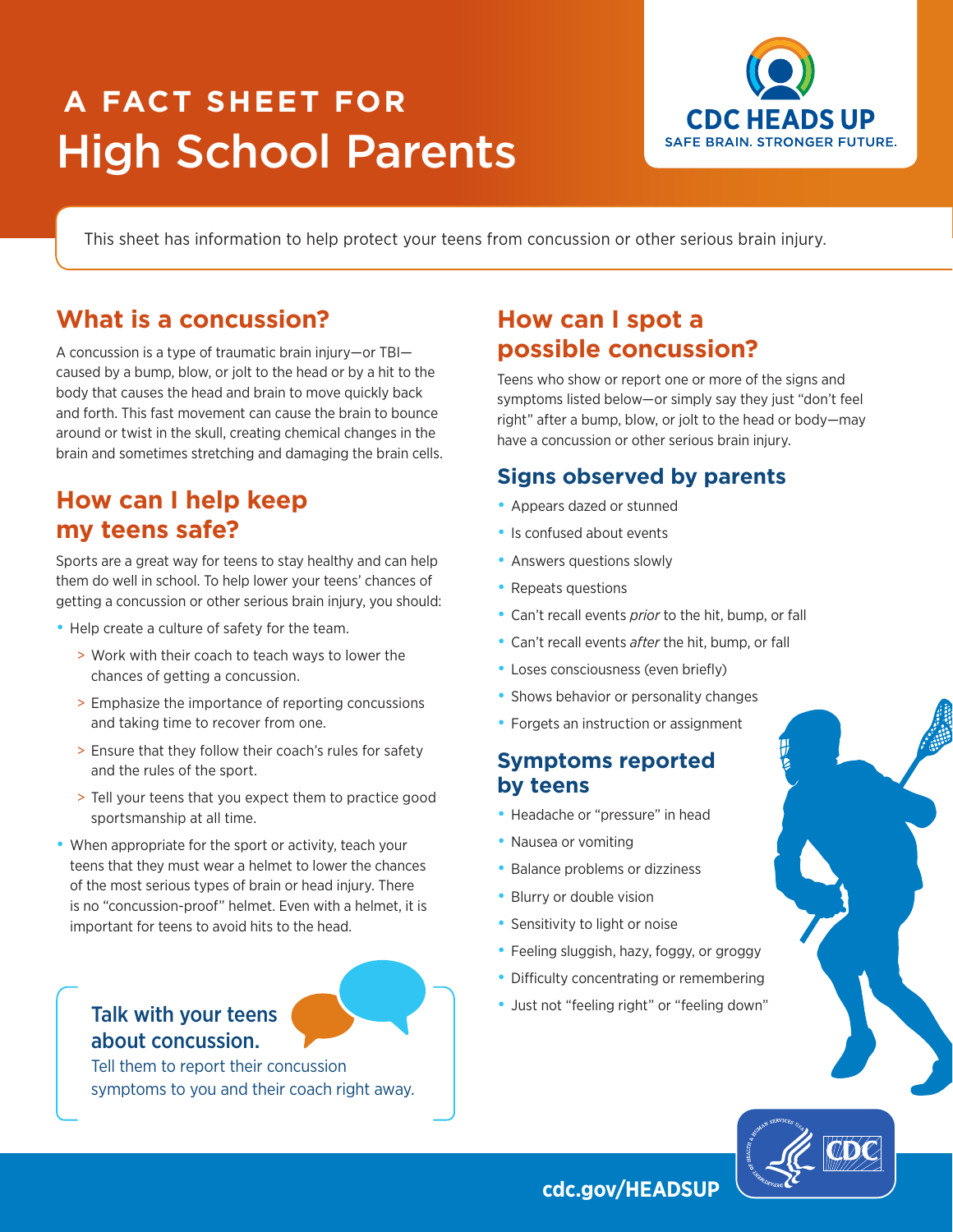# A FACT SHEET FOR High School Parents

CDC HEADS UP
SAFE BRAIN. STRONGER FUTURE.

This sheet has information to help protect your teens from concussion or other serious brain injury.

## What is a concussion?

A concussion is a type of traumatic brain injury—or TBI—caused by a bump, blow, or jolt to the head or by a hit to the body that causes the head and brain to move quickly back and forth. This fast movement can cause the brain to bounce around or twist in the skull, creating chemical changes in the brain and sometimes stretching and damaging the brain cells.

## How can I help keep my teens safe?

Sports are a great way for teens to stay healthy and can help them do well in school. To help lower your teens' chances of getting a concussion or other serious brain injury, you should:

- Help create a culture of safety for the team.
  - Work with their coach to teach ways to lower the chances of getting a concussion.
  - Emphasize the importance of reporting concussions and taking time to recover from one.
  - Ensure that they follow their coach's rules for safety and the rules of the sport.
  - Tell your teens that you expect them to practice good sportsmanship at all time.
- When appropriate for the sport or activity, teach your teens that they must wear a helmet to lower the chances of the most serious types of brain or head injury. There is no "concussion-proof" helmet. Even with a helmet, it is important for teens to avoid hits to the head.

**Talk with your teens about concussion.**
Tell them to report their concussion symptoms to you and their coach right away.

## How can I spot a possible concussion?

Teens who show or report one or more of the signs and symptoms listed below—or simply say they just "don't feel right" after a bump, blow, or jolt to the head or body—may have a concussion or other serious brain injury.

### Signs observed by parents

- Appears dazed or stunned
- Is confused about events
- Answers questions slowly
- Repeats questions
- Can't recall events *prior* to the hit, bump, or fall
- Can't recall events *after* the hit, bump, or fall
- Loses consciousness (even briefly)
- Shows behavior or personality changes
- Forgets an instruction or assignment

### Symptoms reported by teens

- Headache or "pressure" in head
- Nausea or vomiting
- Balance problems or dizziness
- Blurry or double vision
- Sensitivity to light or noise
- Feeling sluggish, hazy, foggy, or groggy
- Difficulty concentrating or remembering
- Just not "feeling right" or "feeling down"

cdc.gov/HEADSUP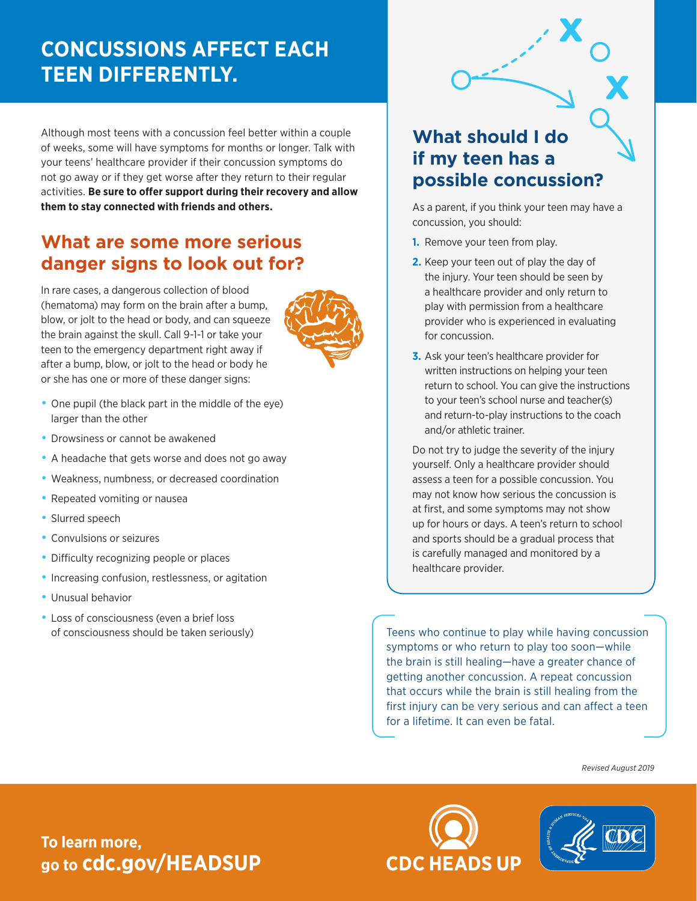# CONCUSSIONS AFFECT EACH TEEN DIFFERENTLY.

Although most teens with a concussion feel better within a couple of weeks, some will have symptoms for months or longer. Talk with your teens' healthcare provider if their concussion symptoms do not go away or if they get worse after they return to their regular activities. **Be sure to offer support during their recovery and allow them to stay connected with friends and others.**

## What are some more serious danger signs to look out for?

In rare cases, a dangerous collection of blood (hematoma) may form on the brain after a bump, blow, or jolt to the head or body, and can squeeze the brain against the skull. Call 9-1-1 or take your teen to the emergency department right away if after a bump, blow, or jolt to the head or body he or she has one or more of these danger signs:

- One pupil (the black part in the middle of the eye) larger than the other
- Drowsiness or cannot be awakened
- A headache that gets worse and does not go away
- Weakness, numbness, or decreased coordination
- Repeated vomiting or nausea
- Slurred speech
- Convulsions or seizures
- Difficulty recognizing people or places
- Increasing confusion, restlessness, or agitation
- Unusual behavior
- Loss of consciousness (even a brief loss of consciousness should be taken seriously)

## What should I do if my teen has a possible concussion?

As a parent, if you think your teen may have a concussion, you should:

1. Remove your teen from play.
2. Keep your teen out of play the day of the injury. Your teen should be seen by a healthcare provider and only return to play with permission from a healthcare provider who is experienced in evaluating for concussion.
3. Ask your teen's healthcare provider for written instructions on helping your teen return to school. You can give the instructions to your teen's school nurse and teacher(s) and return-to-play instructions to the coach and/or athletic trainer.

Do not try to judge the severity of the injury yourself. Only a healthcare provider should assess a teen for a possible concussion. You may not know how serious the concussion is at first, and some symptoms may not show up for hours or days. A teen's return to school and sports should be a gradual process that is carefully managed and monitored by a healthcare provider.

Teens who continue to play while having concussion symptoms or who return to play too soon—while the brain is still healing—have a greater chance of getting another concussion. A repeat concussion that occurs while the brain is still healing from the first injury can be very serious and can affect a teen for a lifetime. It can even be fatal.

*Revised August 2019*

**To learn more, go to cdc.gov/HEADSUP**

CDC HEADS UP